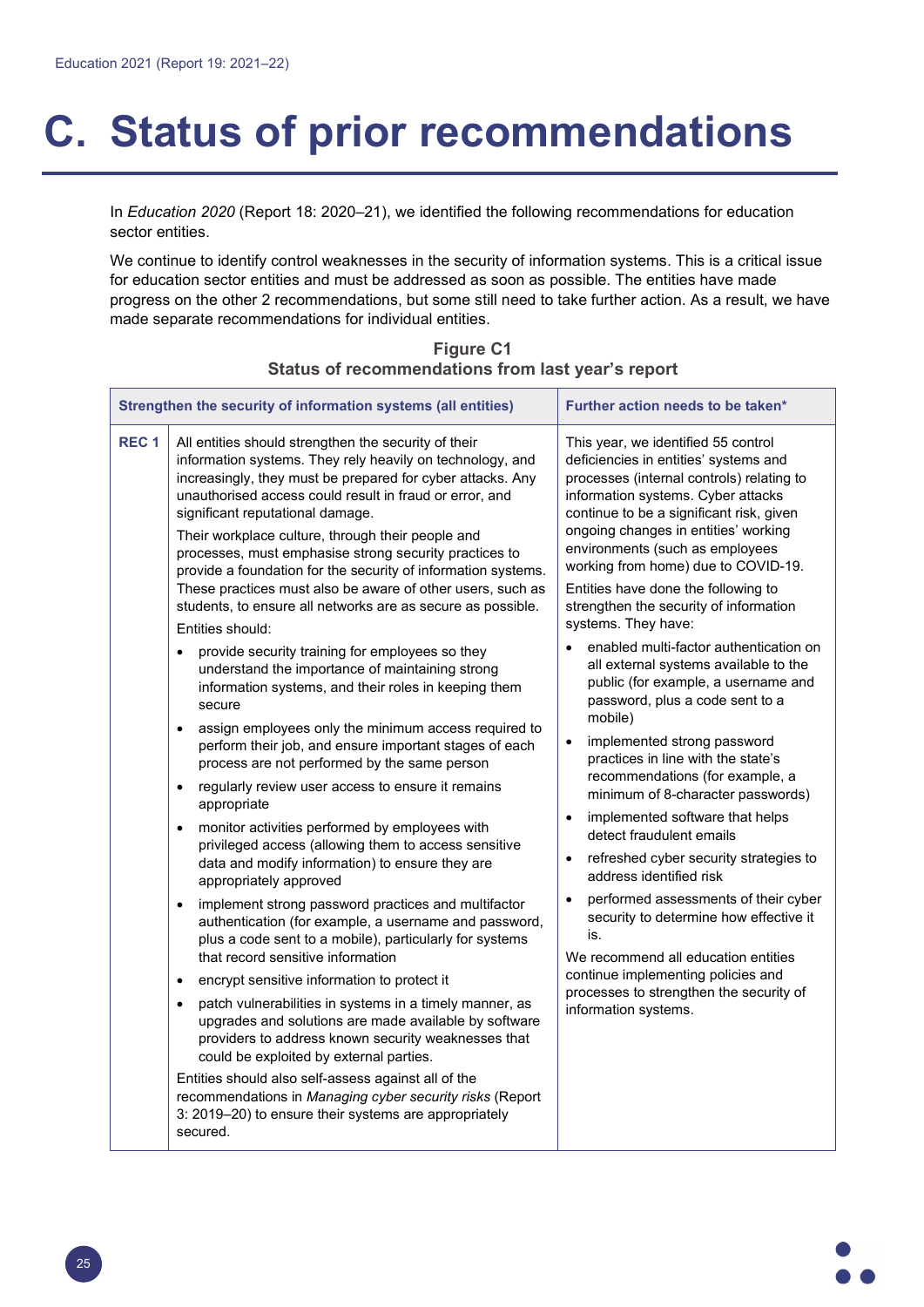# C. Status of prior recommendations

In *Education 2020* (Report 18: 2020–21), we identified the following recommendations for education sector entities.

We continue to identify control weaknesses in the security of information systems. This is a critical issue for education sector entities and must be addressed as soon as possible. The entities have made progress on the other 2 recommendations, but some still need to take further action. As a result, we have made separate recommendations for individual entities.

**Figure C1**
**Status of recommendations from last year's report**

| Strengthen the security of information systems (all entities) | | Further action needs to be taken* |
|---|---|---|
| **REC 1** | All entities should strengthen the security of their information systems. They rely heavily on technology, and increasingly, they must be prepared for cyber attacks. Any unauthorised access could result in fraud or error, and significant reputational damage.<br><br>Their workplace culture, through their people and processes, must emphasise strong security practices to provide a foundation for the security of information systems. These practices must also be aware of other users, such as students, to ensure all networks are as secure as possible.<br><br>Entities should:<br>• provide security training for employees so they understand the importance of maintaining strong information systems, and their roles in keeping them secure<br>• assign employees only the minimum access required to perform their job, and ensure important stages of each process are not performed by the same person<br>• regularly review user access to ensure it remains appropriate<br>• monitor activities performed by employees with privileged access (allowing them to access sensitive data and modify information) to ensure they are appropriately approved<br>• implement strong password practices and multifactor authentication (for example, a username and password, plus a code sent to a mobile), particularly for systems that record sensitive information<br>• encrypt sensitive information to protect it<br>• patch vulnerabilities in systems in a timely manner, as upgrades and solutions are made available by software providers to address known security weaknesses that could be exploited by external parties.<br><br>Entities should also self-assess against all of the recommendations in *Managing cyber security risks* (Report 3: 2019–20) to ensure their systems are appropriately secured. | This year, we identified 55 control deficiencies in entities' systems and processes (internal controls) relating to information systems. Cyber attacks continue to be a significant risk, given ongoing changes in entities' working environments (such as employees working from home) due to COVID-19.<br><br>Entities have done the following to strengthen the security of information systems. They have:<br>• enabled multi-factor authentication on all external systems available to the public (for example, a username and password, plus a code sent to a mobile)<br>• implemented strong password practices in line with the state's recommendations (for example, a minimum of 8-character passwords)<br>• implemented software that helps detect fraudulent emails<br>• refreshed cyber security strategies to address identified risk<br>• performed assessments of their cyber security to determine how effective it is.<br><br>We recommend all education entities continue implementing policies and processes to strengthen the security of information systems. |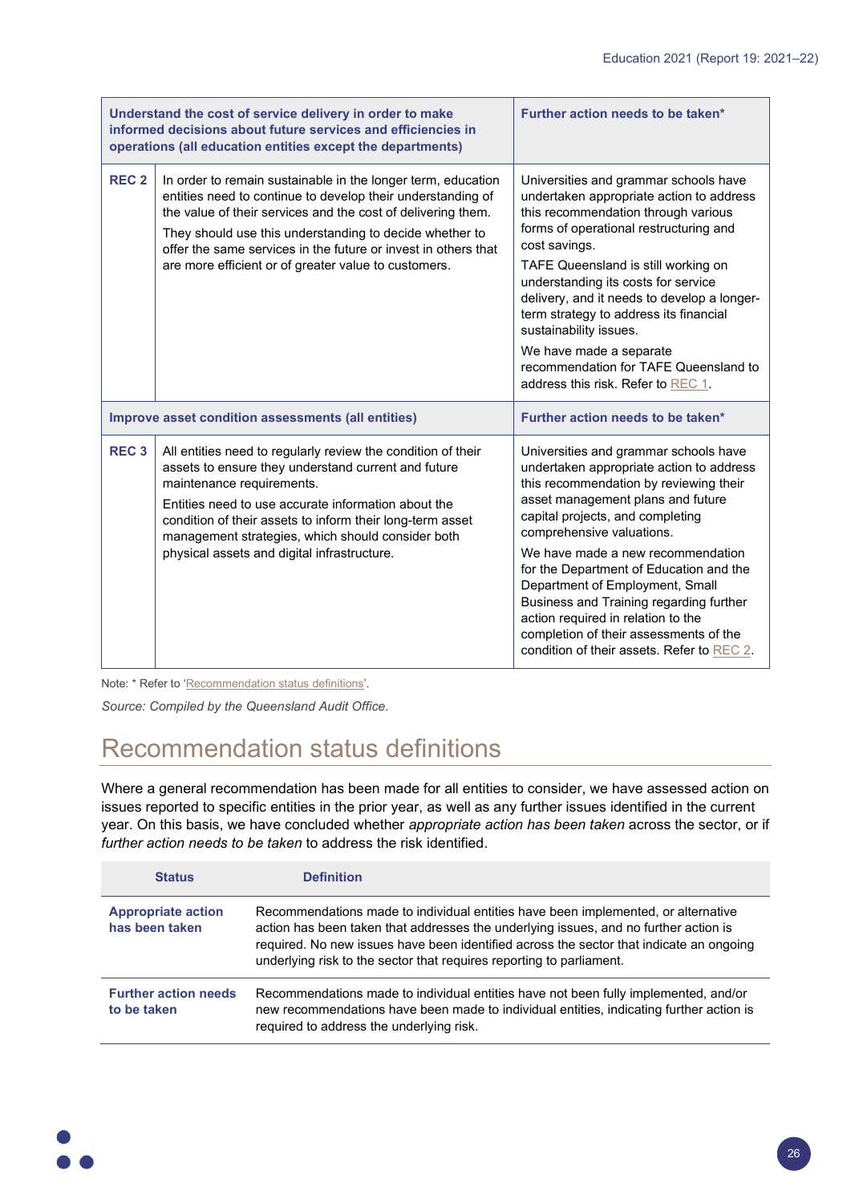| Understand the cost of service delivery in order to make informed decisions about future services and efficiencies in operations (all education entities except the departments) | | Further action needs to be taken* |
|---|---|---|
| REC 2 | In order to remain sustainable in the longer term, education entities need to continue to develop their understanding of the value of their services and the cost of delivering them.<br>They should use this understanding to decide whether to offer the same services in the future or invest in others that are more efficient or of greater value to customers. | Universities and grammar schools have undertaken appropriate action to address this recommendation through various forms of operational restructuring and cost savings.<br>TAFE Queensland is still working on understanding its costs for service delivery, and it needs to develop a longer-term strategy to address its financial sustainability issues.<br>We have made a separate recommendation for TAFE Queensland to address this risk. Refer to REC 1. |
| **Improve asset condition assessments (all entities)** | | **Further action needs to be taken*** |
| REC 3 | All entities need to regularly review the condition of their assets to ensure they understand current and future maintenance requirements.<br>Entities need to use accurate information about the condition of their assets to inform their long-term asset management strategies, which should consider both physical assets and digital infrastructure. | Universities and grammar schools have undertaken appropriate action to address this recommendation by reviewing their asset management plans and future capital projects, and completing comprehensive valuations.<br>We have made a new recommendation for the Department of Education and the Department of Employment, Small Business and Training regarding further action required in relation to the completion of their assessments of the condition of their assets. Refer to REC 2. |

Note: * Refer to 'Recommendation status definitions'.

*Source: Compiled by the Queensland Audit Office.*

# Recommendation status definitions

Where a general recommendation has been made for all entities to consider, we have assessed action on issues reported to specific entities in the prior year, as well as any further issues identified in the current year. On this basis, we have concluded whether *appropriate action has been taken* across the sector, or if *further action needs to be taken* to address the risk identified.

| Status | Definition |
|---|---|
| **Appropriate action has been taken** | Recommendations made to individual entities have been implemented, or alternative action has been taken that addresses the underlying issues, and no further action is required. No new issues have been identified across the sector that indicate an ongoing underlying risk to the sector that requires reporting to parliament. |
| **Further action needs to be taken** | Recommendations made to individual entities have not been fully implemented, and/or new recommendations have been made to individual entities, indicating further action is required to address the underlying risk. |